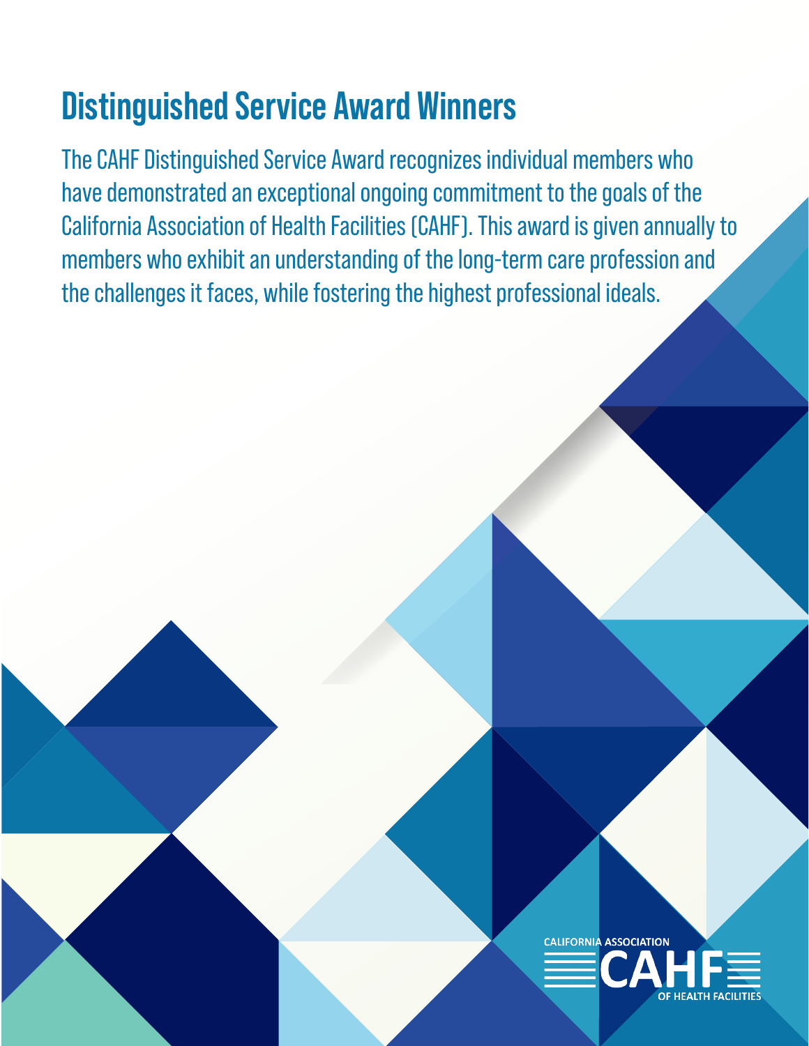# Distinguished Service Award Winners

The CAHF Distinguished Service Award recognizes individual members who have demonstrated an exceptional ongoing commitment to the goals of the California Association of Health Facilities (CAHF). This award is given annually to members who exhibit an understanding of the long-term care profession and the challenges it faces, while fostering the highest professional ideals.

CALIFORNIA ASSOCIATION CAHF OF HEALTH FACILITIES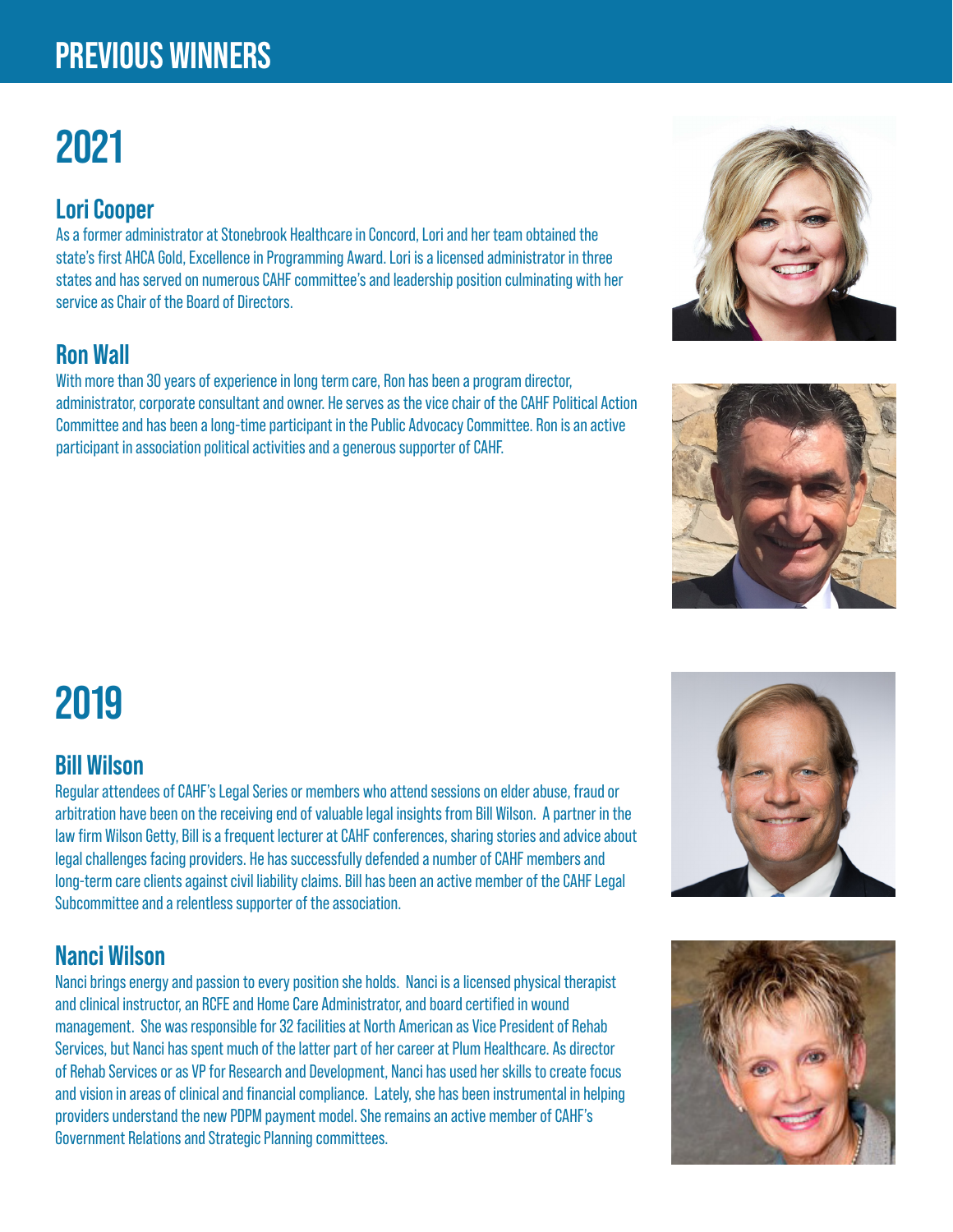# PREVIOUS WINNERS

## 2021

### Lori Cooper

As a former administrator at Stonebrook Healthcare in Concord, Lori and her team obtained the state's first AHCA Gold, Excellence in Programming Award. Lori is a licensed administrator in three states and has served on numerous CAHF committee's and leadership position culminating with her service as Chair of the Board of Directors.

### Ron Wall

With more than 30 years of experience in long term care, Ron has been a program director, administrator, corporate consultant and owner. He serves as the vice chair of the CAHF Political Action Committee and has been a long-time participant in the Public Advocacy Committee. Ron is an active participant in association political activities and a generous supporter of CAHF.

## 2019

### Bill Wilson

Regular attendees of CAHF's Legal Series or members who attend sessions on elder abuse, fraud or arbitration have been on the receiving end of valuable legal insights from Bill Wilson. A partner in the law firm Wilson Getty, Bill is a frequent lecturer at CAHF conferences, sharing stories and advice about legal challenges facing providers. He has successfully defended a number of CAHF members and long-term care clients against civil liability claims. Bill has been an active member of the CAHF Legal Subcommittee and a relentless supporter of the association.

### Nanci Wilson

Nanci brings energy and passion to every position she holds. Nanci is a licensed physical therapist and clinical instructor, an RCFE and Home Care Administrator, and board certified in wound management. She was responsible for 32 facilities at North American as Vice President of Rehab Services, but Nanci has spent much of the latter part of her career at Plum Healthcare. As director of Rehab Services or as VP for Research and Development, Nanci has used her skills to create focus and vision in areas of clinical and financial compliance. Lately, she has been instrumental in helping providers understand the new PDPM payment model. She remains an active member of CAHF's Government Relations and Strategic Planning committees.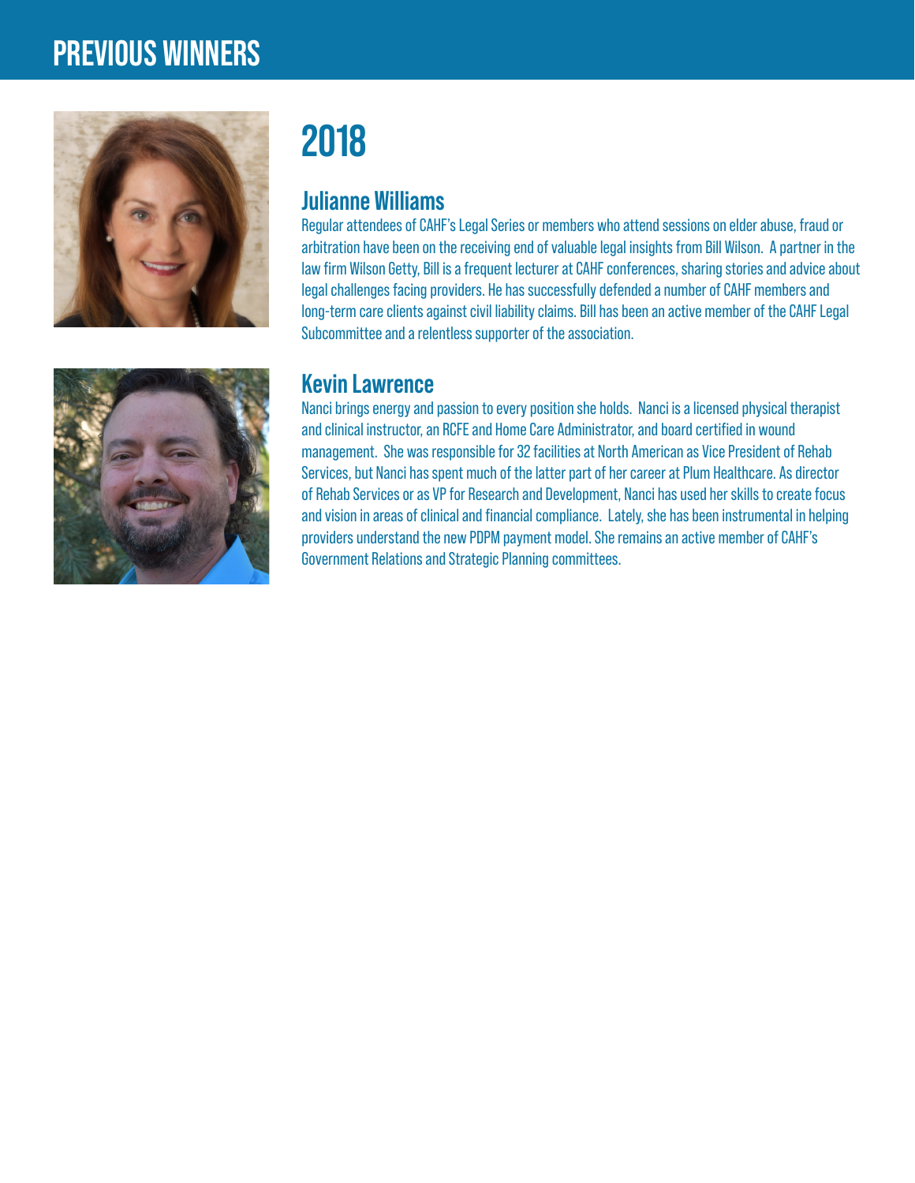# PREVIOUS WINNERS

## 2018

### Julianne Williams

Regular attendees of CAHF's Legal Series or members who attend sessions on elder abuse, fraud or arbitration have been on the receiving end of valuable legal insights from Bill Wilson. A partner in the law firm Wilson Getty, Bill is a frequent lecturer at CAHF conferences, sharing stories and advice about legal challenges facing providers. He has successfully defended a number of CAHF members and long-term care clients against civil liability claims. Bill has been an active member of the CAHF Legal Subcommittee and a relentless supporter of the association.

### Kevin Lawrence

Nanci brings energy and passion to every position she holds. Nanci is a licensed physical therapist and clinical instructor, an RCFE and Home Care Administrator, and board certified in wound management. She was responsible for 32 facilities at North American as Vice President of Rehab Services, but Nanci has spent much of the latter part of her career at Plum Healthcare. As director of Rehab Services or as VP for Research and Development, Nanci has used her skills to create focus and vision in areas of clinical and financial compliance. Lately, she has been instrumental in helping providers understand the new PDPM payment model. She remains an active member of CAHF's Government Relations and Strategic Planning committees.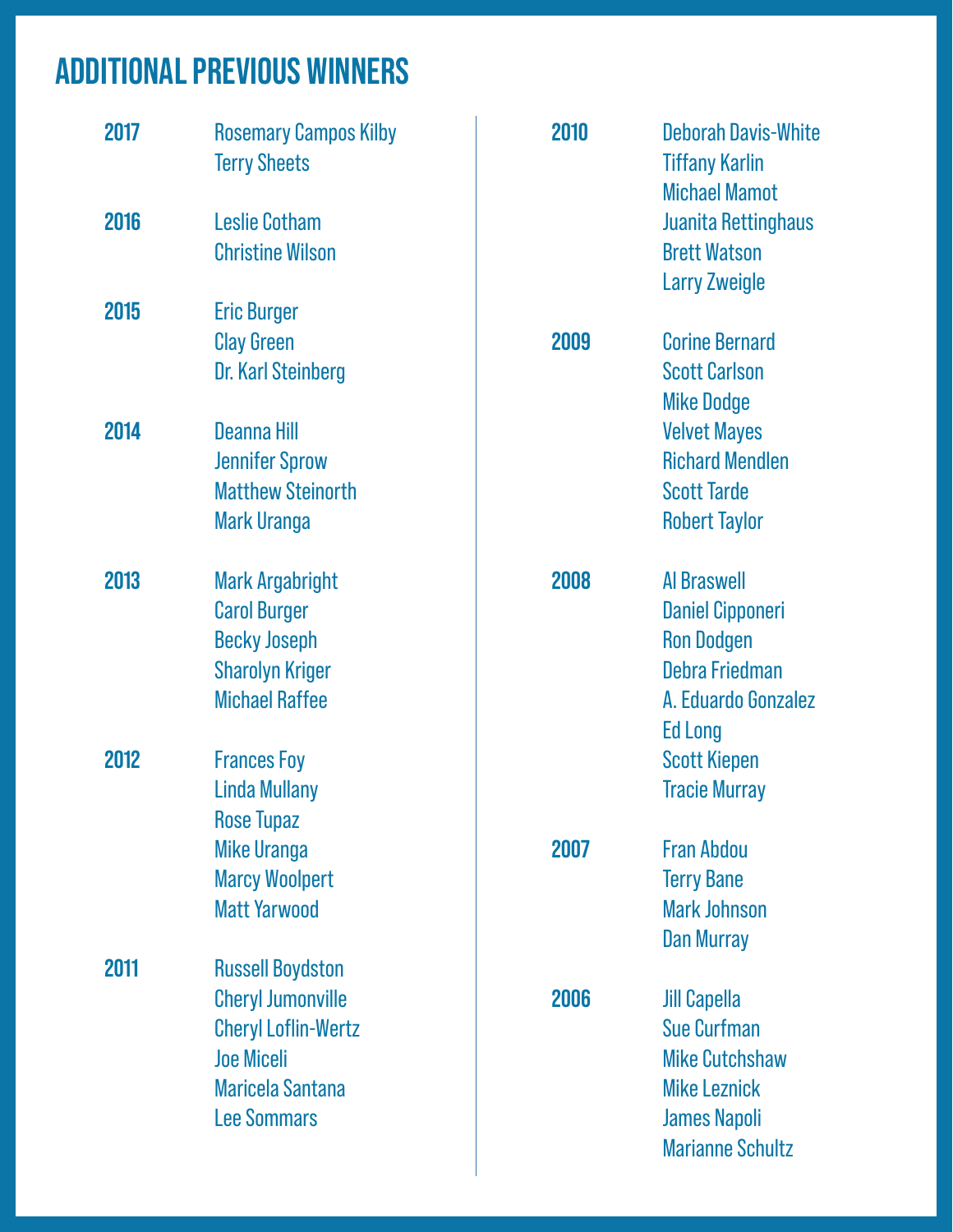# ADDITIONAL PREVIOUS WINNERS

**2017**
Rosemary Campos Kilby
Terry Sheets

**2016**
Leslie Cotham
Christine Wilson

**2015**
Eric Burger
Clay Green
Dr. Karl Steinberg

**2014**
Deanna Hill
Jennifer Sprow
Matthew Steinorth
Mark Uranga

**2013**
Mark Argabright
Carol Burger
Becky Joseph
Sharolyn Kriger
Michael Raffee

**2012**
Frances Foy
Linda Mullany
Rose Tupaz
Mike Uranga
Marcy Woolpert
Matt Yarwood

**2011**
Russell Boydston
Cheryl Jumonville
Cheryl Loflin-Wertz
Joe Miceli
Maricela Santana
Lee Sommars

**2010**
Deborah Davis-White
Tiffany Karlin
Michael Mamot
Juanita Rettinghaus
Brett Watson
Larry Zweigle

**2009**
Corine Bernard
Scott Carlson
Mike Dodge
Velvet Mayes
Richard Mendlen
Scott Tarde
Robert Taylor

**2008**
Al Braswell
Daniel Cipponeri
Ron Dodgen
Debra Friedman
A. Eduardo Gonzalez
Ed Long
Scott Kiepen
Tracie Murray

**2007**
Fran Abdou
Terry Bane
Mark Johnson
Dan Murray

**2006**
Jill Capella
Sue Curfman
Mike Cutchshaw
Mike Leznick
James Napoli
Marianne Schultz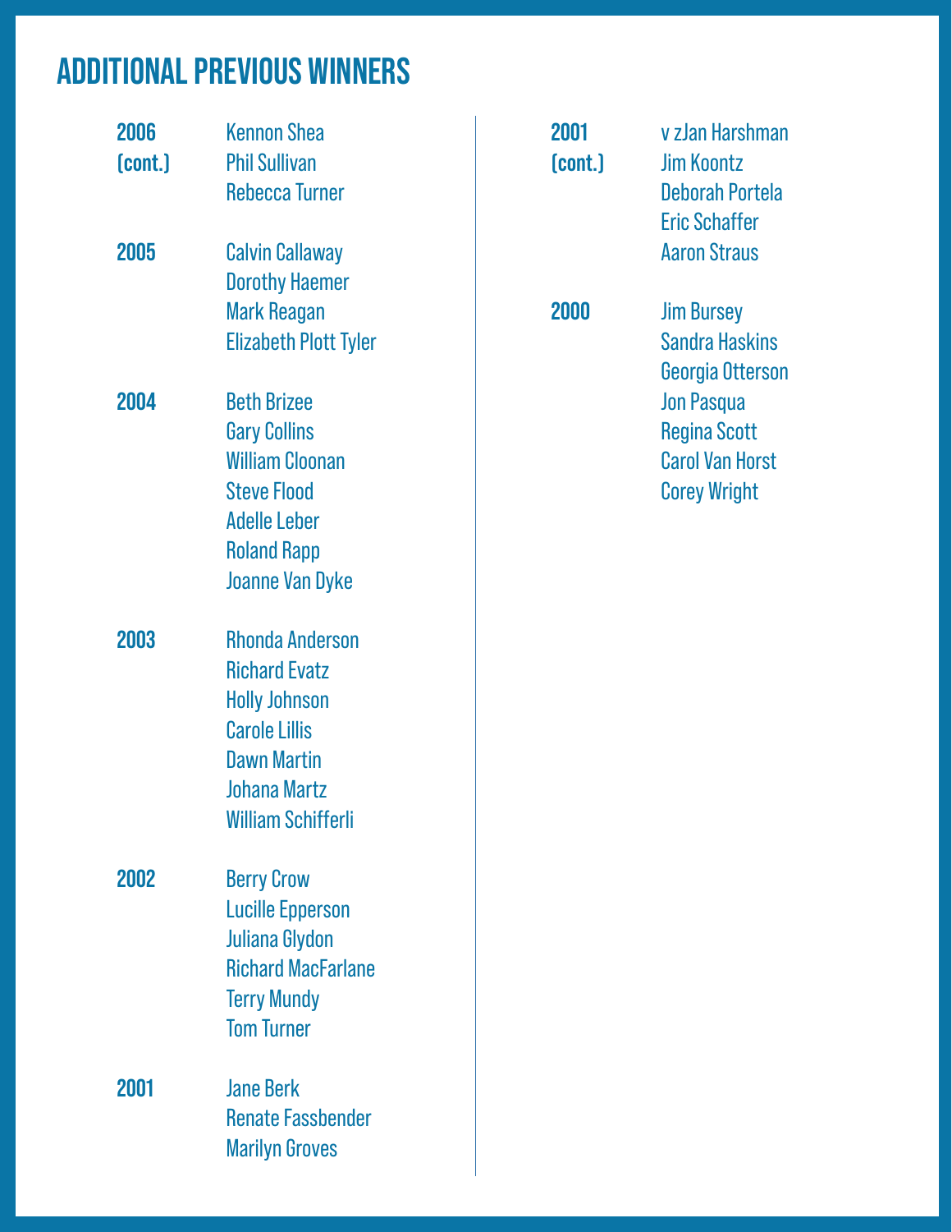# ADDITIONAL PREVIOUS WINNERS

**2006 (cont.)**
Kennon Shea
Phil Sullivan
Rebecca Turner

**2005**
Calvin Callaway
Dorothy Haemer
Mark Reagan
Elizabeth Plott Tyler

**2004**
Beth Brizee
Gary Collins
William Cloonan
Steve Flood
Adelle Leber
Roland Rapp
Joanne Van Dyke

**2003**
Rhonda Anderson
Richard Evatz
Holly Johnson
Carole Lillis
Dawn Martin
Johana Martz
William Schifferli

**2002**
Berry Crow
Lucille Epperson
Juliana Glydon
Richard MacFarlane
Terry Mundy
Tom Turner

**2001**
Jane Berk
Renate Fassbender
Marilyn Groves

**2001 (cont.)**
v zJan Harshman
Jim Koontz
Deborah Portela
Eric Schaffer
Aaron Straus

**2000**
Jim Bursey
Sandra Haskins
Georgia Otterson
Jon Pasqua
Regina Scott
Carol Van Horst
Corey Wright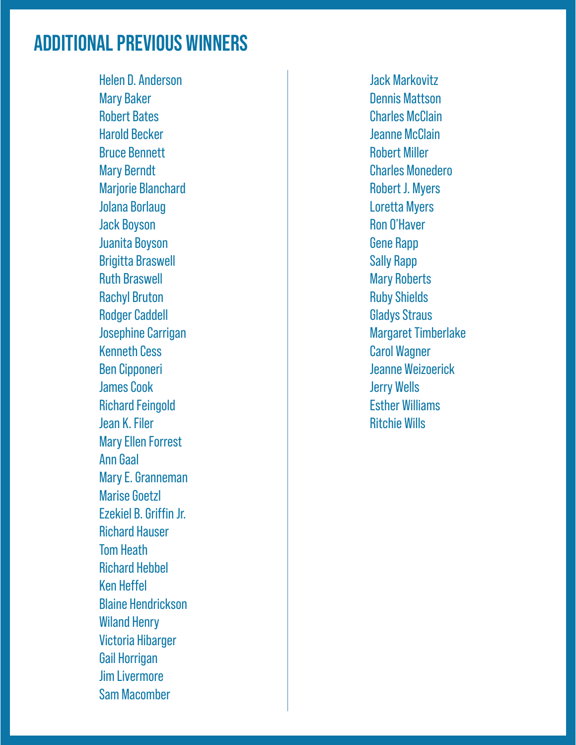## ADDITIONAL PREVIOUS WINNERS

Helen D. Anderson
Mary Baker
Robert Bates
Harold Becker
Bruce Bennett
Mary Berndt
Marjorie Blanchard
Jolana Borlaug
Jack Boyson
Juanita Boyson
Brigitta Braswell
Ruth Braswell
Rachyl Bruton
Rodger Caddell
Josephine Carrigan
Kenneth Cess
Ben Cipponeri
James Cook
Richard Feingold
Jean K. Filer
Mary Ellen Forrest
Ann Gaal
Mary E. Granneman
Marise Goetzl
Ezekiel B. Griffin Jr.
Richard Hauser
Tom Heath
Richard Hebbel
Ken Heffel
Blaine Hendrickson
Wiland Henry
Victoria Hibarger
Gail Horrigan
Jim Livermore
Sam Macomber
Jack Markovitz
Dennis Mattson
Charles McClain
Jeanne McClain
Robert Miller
Charles Monedero
Robert J. Myers
Loretta Myers
Ron O'Haver
Gene Rapp
Sally Rapp
Mary Roberts
Ruby Shields
Gladys Straus
Margaret Timberlake
Carol Wagner
Jeanne Weizoerick
Jerry Wells
Esther Williams
Ritchie Wills